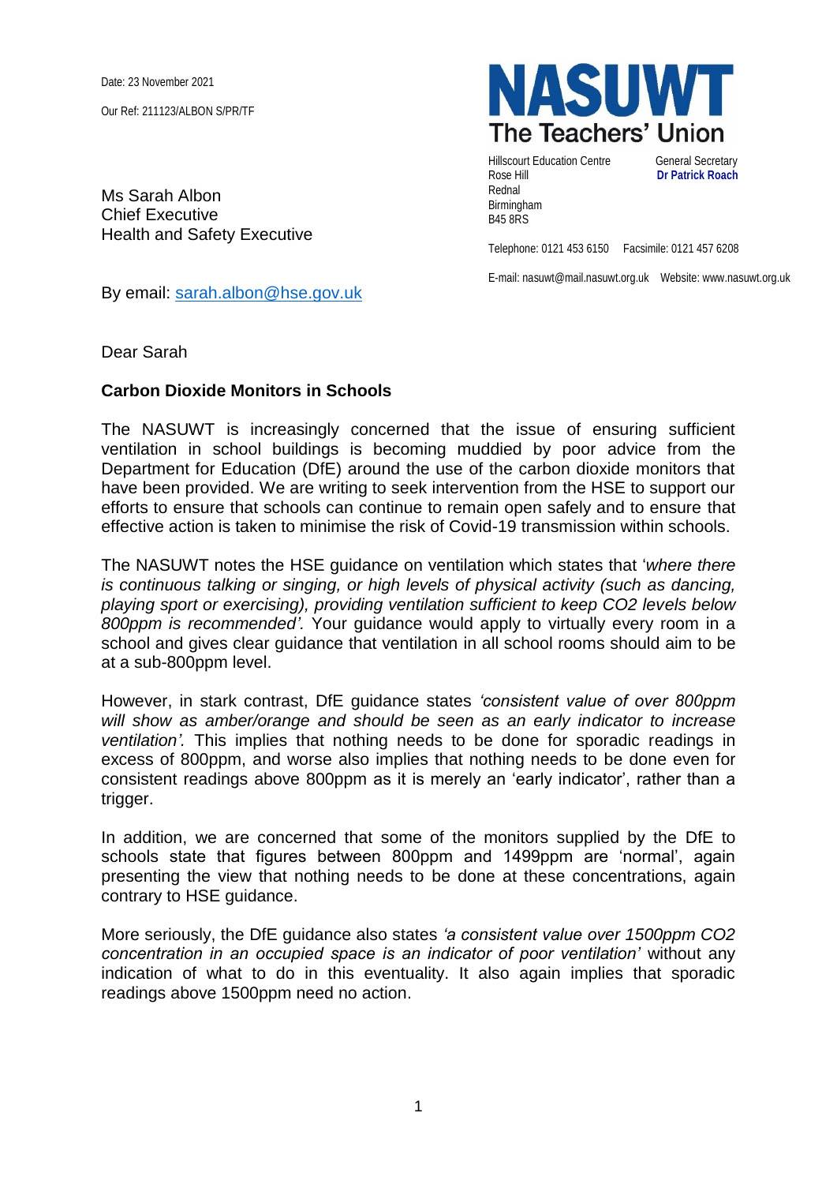Date: 23 November 2021

Our Ref: 211123/ALBON S/PR/TF

**NASUWT**
**The Teachers' Union**

Hillscourt Education Centre
Rose Hill
Rednal
Birmingham
B45 8RS

General Secretary
**Dr Patrick Roach**

Telephone: 0121 453 6150 Facsimile: 0121 457 6208

E-mail: nasuwt@mail.nasuwt.org.uk Website: www.nasuwt.org.uk

Ms Sarah Albon
Chief Executive
Health and Safety Executive

By email: sarah.albon@hse.gov.uk

Dear Sarah

**Carbon Dioxide Monitors in Schools**

The NASUWT is increasingly concerned that the issue of ensuring sufficient ventilation in school buildings is becoming muddied by poor advice from the Department for Education (DfE) around the use of the carbon dioxide monitors that have been provided. We are writing to seek intervention from the HSE to support our efforts to ensure that schools can continue to remain open safely and to ensure that effective action is taken to minimise the risk of Covid-19 transmission within schools.

The NASUWT notes the HSE guidance on ventilation which states that '*where there is continuous talking or singing, or high levels of physical activity (such as dancing, playing sport or exercising), providing ventilation sufficient to keep CO2 levels below 800ppm is recommended'.* Your guidance would apply to virtually every room in a school and gives clear guidance that ventilation in all school rooms should aim to be at a sub-800ppm level.

However, in stark contrast, DfE guidance states *'consistent value of over 800ppm will show as amber/orange and should be seen as an early indicator to increase ventilation'.* This implies that nothing needs to be done for sporadic readings in excess of 800ppm, and worse also implies that nothing needs to be done even for consistent readings above 800ppm as it is merely an 'early indicator', rather than a trigger.

In addition, we are concerned that some of the monitors supplied by the DfE to schools state that figures between 800ppm and 1499ppm are 'normal', again presenting the view that nothing needs to be done at these concentrations, again contrary to HSE guidance.

More seriously, the DfE guidance also states *'a consistent value over 1500ppm CO2 concentration in an occupied space is an indicator of poor ventilation'* without any indication of what to do in this eventuality. It also again implies that sporadic readings above 1500ppm need no action.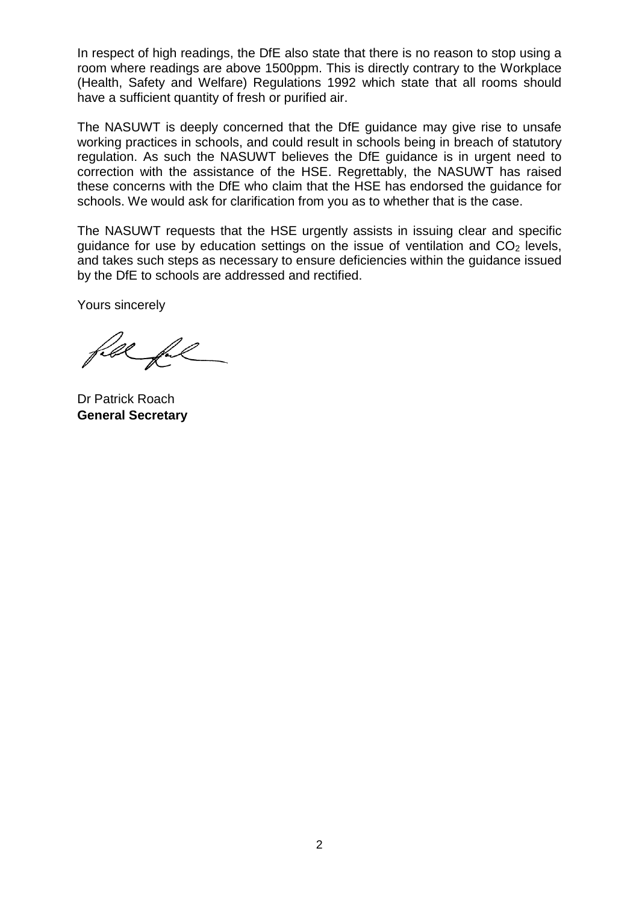In respect of high readings, the DfE also state that there is no reason to stop using a room where readings are above 1500ppm. This is directly contrary to the Workplace (Health, Safety and Welfare) Regulations 1992 which state that all rooms should have a sufficient quantity of fresh or purified air.

The NASUWT is deeply concerned that the DfE guidance may give rise to unsafe working practices in schools, and could result in schools being in breach of statutory regulation. As such the NASUWT believes the DfE guidance is in urgent need to correction with the assistance of the HSE. Regrettably, the NASUWT has raised these concerns with the DfE who claim that the HSE has endorsed the guidance for schools. We would ask for clarification from you as to whether that is the case.

The NASUWT requests that the HSE urgently assists in issuing clear and specific guidance for use by education settings on the issue of ventilation and $CO_2$ levels, and takes such steps as necessary to ensure deficiencies within the guidance issued by the DfE to schools are addressed and rectified.

Yours sincerely

Dr Patrick Roach
**General Secretary**